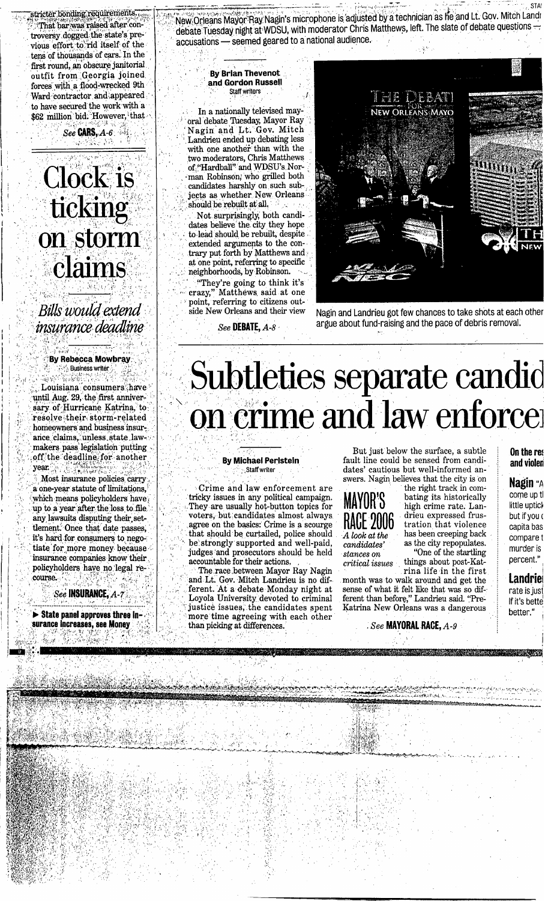stricter bonding requirements.

That bar was raised after controversy dogged the state's previous effort to rid itself of the tens of thousands of cars. In the first round, an obscure janitorial outfit from Georgia joined forces with a flood-wrecked 9th Ward contractor and appeared to have secured the work with a $62 million bid. However, that

*See* **CARS,** *A-6*

# Clock is ticking on storm claims

## *Bills would extend insurance deadline*

**By Rebecca Mowbray**
Business writer

Louisiana consumers have until Aug. 29, the first anniversary of Hurricane Katrina, to resolve their storm-related homeowners and business insurance claims, unless state lawmakers pass legislation putting off the deadline for another year.

Most insurance policies carry a one-year statute of limitations, which means policyholders have up to a year after the loss to file any lawsuits disputing their settlement. Once that date passes, it's hard for consumers to negotiate for more money because insurance companies know their policyholders have no legal recourse.

*See* **INSURANCE,** *A-7*

▶ **State panel approves three insurance increases, see Money**

---

New Orleans Mayor Ray Nagin's microphone is adjusted by a technician as he and Lt. Gov. Mitch Landr debate Tuesday night at WDSU, with moderator Chris Matthews, left. The slate of debate questions — accusations — seemed geared to a national audience.

**By Brian Thevenot and Gordon Russell**
Staff writers

In a nationally televised mayoral debate Tuesday, Mayor Ray Nagin and Lt. Gov. Mitch Landrieu ended up debating less with one another than with the two moderators, Chris Matthews of "Hardball" and WDSU's Norman Robinson, who grilled both candidates harshly on such subjects as whether New Orleans should be rebuilt at all.

Not surprisingly, both candidates believe the city they hope to lead should be rebuilt, despite extended arguments to the contrary put forth by Matthews and at one point, referring to specific neighborhoods, by Robinson.

"They're going to think it's crazy," Matthews said at one point, referring to citizens outside New Orleans and their view

*See* **DEBATE,** *A-8*

Nagin and Landrieu got few chances to take shots at each other argue about fund-raising and the pace of debris removal.

# Subtleties separate candid on crime and law enforce

**By Michael Perlstein**
Staff writer

Crime and law enforcement are tricky issues in any political campaign. They are usually hot-button topics for voters, but candidates almost always agree on the basics: Crime is a scourge that should be curtailed, police should be strongly supported and well-paid, judges and prosecutors should be held accountable for their actions.

The race between Mayor Ray Nagin and Lt. Gov. Mitch Landrieu is no different. At a debate Monday night at Loyola University devoted to criminal justice issues, the candidates spent more time agreeing with each other than picking at differences.

But just below the surface, a subtle fault line could be sensed from candidates' cautious but well-informed answers. Nagin believes that the city is on the right track in combating its historically high crime rate. Landrieu expressed frustration that violence has been creeping back as the city repopulates.

**MAYOR'S RACE 2006**
*A look at the candidates' stances on critical issues*

"One of the startling things about post-Katrina life in the first month was to walk around and get the sense of what it felt like that was so different than before," Landrieu said. "Pre-Katrina New Orleans was a dangerous

*See* **MAYORAL RACE,** *A-9*

**On the res and violen**

**Nagin** "A come up t little uptick but if you c capita bas compare t murder is percent."

**Landrie** rate is just If it's bette better."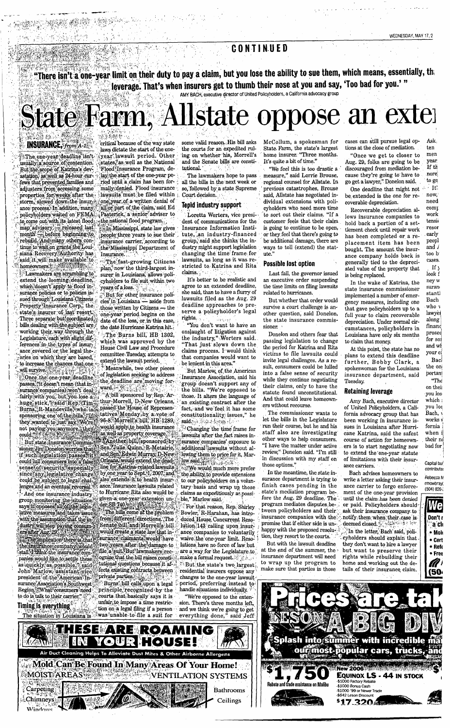CONTINUED

"There isn't a one-year limit on their duty to pay a claim, but you lose the ability to sue them, which means, essentially, th leverage. That's when insurers get to thumb their nose at you and say, 'Too bad for you.' "

AMY BACH, executive director of United Policyholders, a California advocacy group

# State Farm, Allstate oppose an exte

**INSURANCE,** *from A-1*

The one-year deadline isn't usually a source of contention. But the scope of Katrina's devastation, as well as 24-hour curfews that prevented families and adjusters from accessing some properties for weeks after the storm, slowed down the insurance process. In addition, many policyholders waited on FEMA to come out with its latest flood-map advisory, released last month — before beginning to rebuild. And many others continue to wait on grants the Louisiana Recovery Authority has said it will make available to homeowners.

Lawmakers are scrambling to extend the looming deadline, which doesn't apply to flood insurance policies or to policies issued through Louisiana Citizens Property Insurance Corp., the state's insurer of last resort. Three separate but coordinated bills dealing with the subject are working their way through the Legislature, each with slight differences in the type of insurance covered or the legal theories on which they are based, to increase the chances that one will survive.

Once the one-year deadline passes, "it doesn't mean that (insurance companies) won't deal fairly with you, but you lose a huge stick," said Rep. Tim Burns, R-Mandeville, who is sponsoring one of the bills. "If they wanted to just say, 'We're not paying you anymore,' they could."

But state Insurance Commissioner Jim Donelon worries that if such legislation passes, it could give consumers a false sense of security, especially since any legislative change could be subject to legal challenges and an eventual reversal.

And one insurance industry group monitoring the situation says it opposes all of the legislative measures and takes issue with the assumption that the industry will stop paying consumers after Aug. 29.

"The implication there is that the insurance company would stall. I think the insurance companies would like to settle these as quickly as possible," said John Marlow, assistant vice president of the American Insurance Association's Southwest Region. "What consumers need to do is talk to their carrier."

### Timing is everything

The situation in Louisiana is critical because of the way state laws dictate the start of the one-year lawsuit period. Other states, as well as the National Flood Insurance Program, delay the start of the one-year period until a claim has been formally denied. Flood insurance lawsuits must be filed within one year of a written denial of all or part of the claim, said Ed Pasterick, a senior adviser to the national flood program.

In Mississippi, state law gives people three years to sue their insurance carrier, according to the Mississippi Department of Insurance.

The fast-growing Citizens plan, now the third-largest insurer in Louisiana, allows policyholders to file suit within two years of a loss.

But for other insurance policies in Louisiana — aside from those written by Citizens — the one-year period begins on the date of the loss, or in this case, the date Hurricane Katrina hit.

The Burns bill, HB 1302, which was approved by the House Civil Law and Procedure committee Tuesday, attempts to extend the lawsuit period.

Meanwhile, the other two pieces of legislation seeking to address the deadline are moving forward.

A bill sponsored by Rep. Arthur Morrell, D-New Orleans, passed the House of Representatives Monday by a vote of 96-3. Morrell's bill, HB 1289, would apply to health insurance as well as property coverage.

Another bill, sponsored by Sen. Julie Quinn, R-Metairie, and Sen. Edwin Murray, D-New Orleans, would extend the deadline for Katrina-related lawsuits by one year to Sept. 1, 2007, and also extends it to health insurance. Insurance lawsuits related to Hurricane Rita also would be given a one-year extension under SB 740.

The bills come at the problem from different directions. The Senate bill and Morrell's bill would create a state law that insurance claimants would have two years after the damage to file a suit. But lawmakers recognize that the bill raises constitutional questions because it affects existing contracts between private parties.

Burns' bill calls upon a legal principle recognized by the courts that basically says it is unfair to impose a time restriction on a legal filing if a person was unable to file a suit for some valid reason. His bill asks the courts on whether his, Morrell's and the Senate bills are constitutional.

The lawmakers hope to pass all the bills in the next week or so, followed by a state Supreme Court decision.

### Tepid industry support

Loretta Worters, vice president of communications for the Insurance Information Institute, an industry-financed group, said she thinks the industry might support legislation changing the time frame for lawsuits, as long as it was restricted to Katrina and Rita claims.

It's better to be realistic and agree to an extended deadline, she said, than to have a flurry of lawsuits filed as the Aug. 29 deadline approaches to preserve a policyholder's legal rights.

"You don't want to have an onslaught of litigation against the industry," Worters said. "That just slows down the claims process. I would think that companies would want to be lenient in this area."

But Marlow, of the American Insurance Association, said his group doesn't support any of the bills. "We're opposed to those. It alters the language of an existing contract after the fact, and we feel it has some constitutionality issues," he said.

Changing the time frame for lawsuits after the fact raises insurance companies' exposure to additional lawsuits without allowing them to price for it, Marlow said.

"We would much more prefer the ability to provide extensions to our policyholders on a voluntary basis and wrap up those claims as expeditiously as possible," Marlow said.

For that reason, Rep. Shirley Bowler, R-Harahan, has introduced House Concurrent Resolution 143 calling upon insurance companies to voluntarily waive the one-year limit. Resolutions have no force of law but are a way for the Legislature to make a formal request.

But the state's two largest residential insurers oppose any changes to the one-year lawsuit period, preferring instead to handle situations individually.

"We're opposed to the extension. There's three months left, and we think we're going to get everything done," said Jeff McCollum, a spokesman for State Farm, the state's largest home insurer. "Three months. It's quite a bit of time."

"We feel this is too drastic a measure," said Lorrie Brouse, regional counsel for Allstate. In previous catastrophes, Brouse said, Allstate has negotiated individual extensions with policyholders who need more time to sort out their claims. "If a customer feels that their claim is going to continue to be open, or they feel that there's going to be additional damage, there are ways to toll (extend) the statute."

### Possible lost option

Last fall, the governor issued an executive order suspending the time limits on filing lawsuits related to hurricanes.

But whether that order would survive a court challenge is another question, said Donelon, the state insurance commissioner.

Donelon and others fear that passing legislation to change the period for Katrina and Rita victims to file lawsuits could invite legal challenges. As a result, consumers could be lulled into a false sense of security while they continue negotiating their claims, only to have the statute found unconstitutional. And that could leave homeowners without recourse.

The commissioner wants to let the bills in the Legislature run their course, but he and his staff also are investigating other ways to help consumers. "I have the matter under active review," Donelon said. "I'm still in discussion with my staff on those options."

In the meantime, the state insurance department is trying to finish cases pending in the state's mediation program before the Aug. 29 deadline. The program mediates disputes between policyholders and their insurance companies with the promise that if either side is unhappy with the proposed resolution, they resort to the courts.

But with the lawsuit deadline at the end of the summer, the insurance department will need to wrap up the program to make sure that parties in those cases can still pursue legal options at the close of mediation.

"Once we get to closer to Aug. 29, folks are going to be discouraged from mediation because they're going to have to go get a lawyer," Donelon said.

One deadline that might not be extended is the one for recoverable depreciation.

Recoverable depreciation allows insurance companies to hold back a portion of a settlement check until repair work has been completed or a replacement item has been bought. The amount the insurance company holds back is generally tied to the depreciated value of the property that is being replaced.

In the wake of Katrina, the state insurance commissioner implemented a number of emergency measures, including one that gave policyholders up to a full year to claim recoverable depreciation. Under normal circumstances, policyholders in Louisiana have only six months to claim that money.

At this point, the state has no plans to extend this deadline further, Bobby Clark, a spokeswoman for the Louisiana insurance department, said Tuesday.

### Retaining leverage

Amy Bach, executive director of United Policyholders, a California advocacy group that has been working in insurance issues in Louisiana after Hurricane Katrina, said the safest course of action for homeowners is to start negotiating now to extend the one-year statute of limitations with their insurance carriers.

Bach advises homeowners to write a letter asking their insurance carrier to forgo enforcement of the one-year provision until the claim has been denied or paid. Policyholders should ask their insurance company to notify them when their case is deemed closed.

In the letter, Bach said, policyholders should explain that they don't want to hire a lawyer but want to preserve their rights while rebuilding their home and working out the details of their insurance claim.

Ask... ten... men... year... If th... nore... to ge... It'... now,... need... comp... work... tensi... resor... early... peopl... and /... too b... cases.

If y... look f... ney w... suran... stant... Bach... who v... lawyer... along... financ... prosec... for so... and wh... your c...

Bac... the on... portan...

"The... on thei... which... you los... Bach, v... works v... fornia... when i... their n... bad for...

Capital bur... contribute...

Rebecca M... rmowbray... (504) 826-...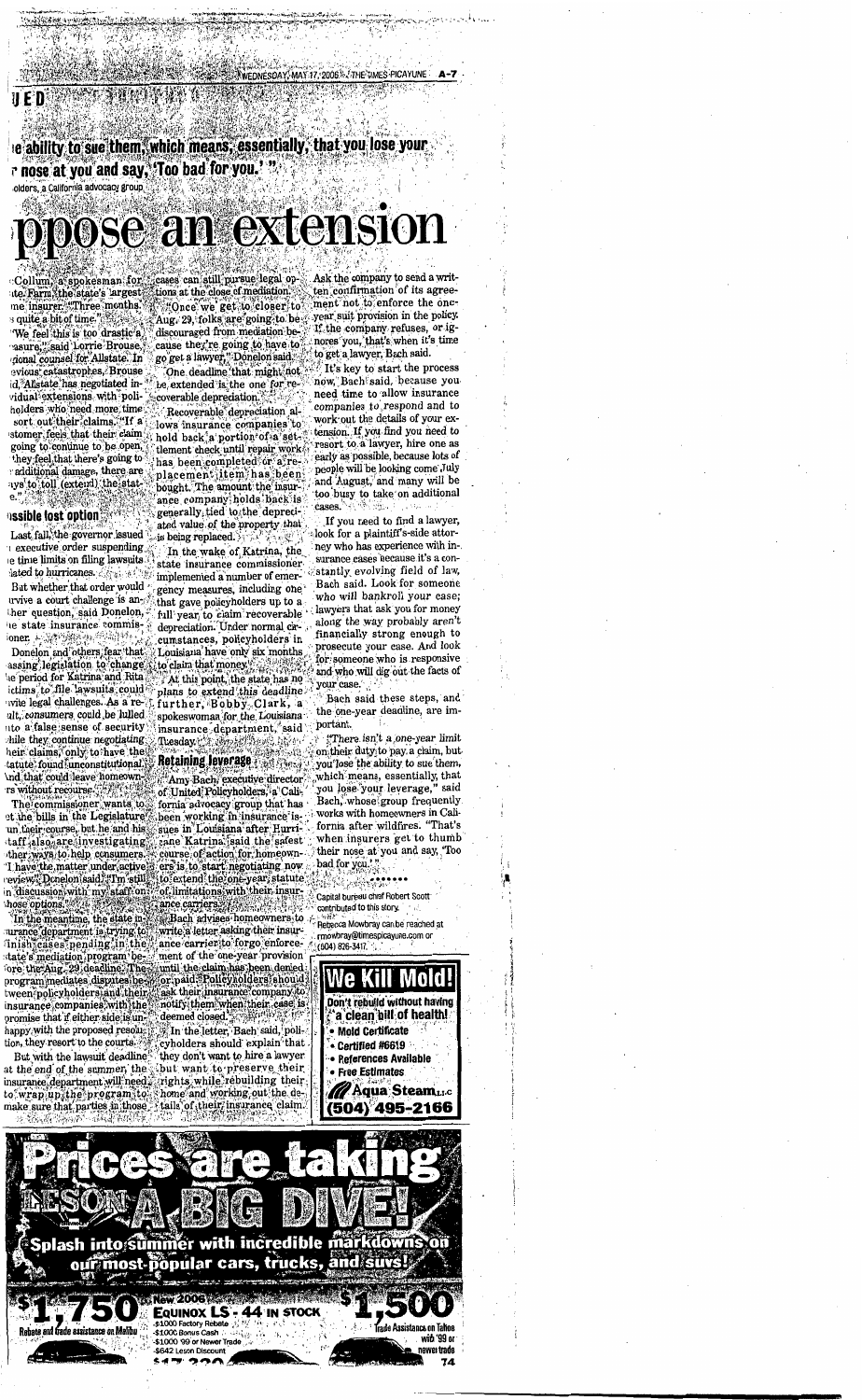# ...pose an extension

*"...e ability to sue them, which means, essentially, that you lose your ...r nose at you and say, 'Too bad for you.'"*

...olders, a California advocacy group

...Collum, a spokesman for ...ate Farm, the state's largest ...me insurer. "Three months ...s quite a bit of time."

"We feel this is too drastic a ...asure," said Lorrie Brouse, ...ional counsel for Allstate. In ...evious catastrophes, Brouse ...id, Allstate has negotiated in...vidual extensions with poli...holders who need more time ...sort out their claims. "If a ...stomer feels that their claim ...going to continue to be open, ...they feel that there's going to ...additional damage, there are ...ays to toll (extend) the stat...e."

### ...ssible lost option

Last fall, the governor issued ...executive order suspending ...e time limits on filing lawsuits ...lated to hurricanes.

But whether that order would ...rvive a court challenge is an...ther question, said Donelon, ...he state insurance commis...ioner.

Donelon and others fear that ...assing legislation to change ...he period for Katrina and Rita ...ictims to file lawsuits could ...vite legal challenges. As a re...ult, consumers could be lulled ...nto a false sense of security ...hile they continue negotiating ...heir claims, only to have the ...tatute found unconstitutional. ...nd that could leave homeown...rs without recourse.

The commissioner wants to ...et the bills in the Legislature ...un their course, but he and his ...taff also are investigating ...ther ways to help consumers. "I have the matter under active ...review," Donelon said. "I'm still ...in discussion with my staff on ...those options."

In the meantime, the state in...surance department is trying to ...finish cases pending in the ...state's mediation program be...fore the Aug. 29 deadline. The program mediates disputes between policyholders and their insurance companies, with the promise that if either side is unhappy with the proposed resolution, they resort to the courts.

But with the lawsuit deadline at the end of the summer, the insurance department will need to wrap up the program to make sure that parties in those cases can still pursue legal options at the close of mediation.

"Once we get to closer to Aug. 29, folks are going to be discouraged from mediation because they're going to have to go get a lawyer," Donelon said.

One deadline that might not be extended is the one for recoverable depreciation.

Recoverable depreciation allows insurance companies to hold back a portion of a settlement check until repair work has been completed or a replacement item has been bought. The amount the insurance company holds back is generally tied to the depreciated value of the property that is being replaced.

In the wake of Katrina, the state insurance commissioner implemented a number of emergency measures, including one that gave policyholders up to a full year to claim recoverable depreciation. Under normal circumstances, policyholders in Louisiana have only six months to claim that money.

At this point, the state has no plans to extend this deadline further, Bobby Clark, a spokeswoman for the Louisiana insurance department, said Tuesday.

### Retaining leverage

Amy Bach, executive director of United Policyholders, a California advocacy group that has been working in insurance issues in Louisiana after Hurricane Katrina, said the safest course of action for homeowners is to start negotiating now to extend the one-year statute of limitations with their insurance carriers.

Bach advises homeowners to write a letter asking their insurance carrier to forgo enforcement of the one-year provision until the claim has been denied or paid. Policyholders should ask their insurance company to notify them when their case is deemed closed.

In the letter, Bach said, policyholders should explain that they don't want to hire a lawyer but want to preserve their rights while rebuilding their home and working out the details of their insurance claim.

Ask the company to send a written confirmation of its agreement not to enforce the one-year suit provision in the policy. If the company refuses, or ignores you, that's when it's time to get a lawyer, Bach said.

It's key to start the process now, Bach said, because you need time to allow insurance companies to respond and to work out the details of your extension. If you find you need to resort to a lawyer, hire one as early as possible, because lots of people will be looking come July and August, and many will be too busy to take on additional cases.

If you need to find a lawyer, look for a plaintiff's-side attorney who has experience with insurance cases because it's a constantly evolving field of law, Bach said. Look for someone who will bankroll your case; lawyers that ask you for money along the way probably aren't financially strong enough to prosecute your case. And look for someone who is responsive and who will dig out the facts of your case.

Bach said these steps, and the one-year deadline, are important.

"There isn't a one-year limit on their duty to pay a claim, but you lose the ability to sue them, which means, essentially, that you lose your leverage," said Bach, whose group frequently works with homeowners in California after wildfires. "That's when insurers get to thumb their nose at you and say, 'Too bad for you.'"

\* \* \* \* \* \*

Capital bureau chief Robert Scott contributed to this story.

Rebecca Mowbray can be reached at rmowbray@timespicayune.com or (504) 826-3417.

---

**We Kill Mold!**

**Don't rebuild without having a clean bill of health!**

- Mold Certificate
- Certified #6619
- References Available
- Free Estimates

**Aqua Steam LLC**
**(504) 495-2166**

---

**Prices are taking LESON A BIG DIVE!**

**Splash into summer with incredible markdowns on our most popular cars, trucks, and SUVs!**

**$1,750** Rebate and trade assistance on Malibu

**New 2006 EQUINOX LS - 44 IN STOCK**
$1000 Factory Rebate
$1000 Bonus Cash
$1000 '99 or Newer Trade
$642 Leson Discount

**$1,500** Trade Assistance on Tahoe with '99 or newer trade